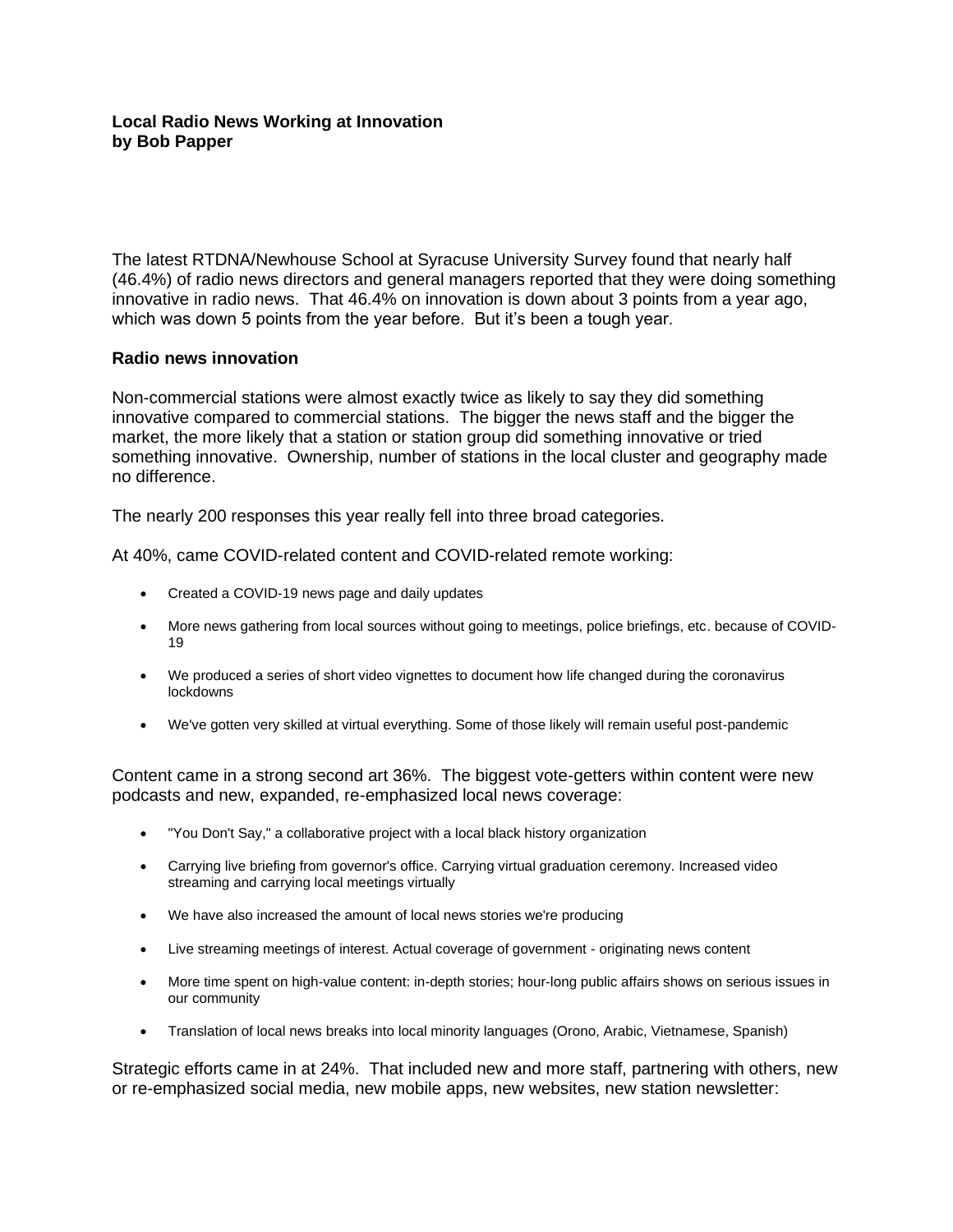**Local Radio News Working at Innovation**
**by Bob Papper**

The latest RTDNA/Newhouse School at Syracuse University Survey found that nearly half (46.4%) of radio news directors and general managers reported that they were doing something innovative in radio news. That 46.4% on innovation is down about 3 points from a year ago, which was down 5 points from the year before. But it's been a tough year.

**Radio news innovation**

Non-commercial stations were almost exactly twice as likely to say they did something innovative compared to commercial stations. The bigger the news staff and the bigger the market, the more likely that a station or station group did something innovative or tried something innovative. Ownership, number of stations in the local cluster and geography made no difference.

The nearly 200 responses this year really fell into three broad categories.

At 40%, came COVID-related content and COVID-related remote working:

- Created a COVID-19 news page and daily updates
- More news gathering from local sources without going to meetings, police briefings, etc. because of COVID-19
- We produced a series of short video vignettes to document how life changed during the coronavirus lockdowns
- We've gotten very skilled at virtual everything. Some of those likely will remain useful post-pandemic

Content came in a strong second art 36%. The biggest vote-getters within content were new podcasts and new, expanded, re-emphasized local news coverage:

- "You Don't Say," a collaborative project with a local black history organization
- Carrying live briefing from governor's office. Carrying virtual graduation ceremony. Increased video streaming and carrying local meetings virtually
- We have also increased the amount of local news stories we're producing
- Live streaming meetings of interest. Actual coverage of government - originating news content
- More time spent on high-value content: in-depth stories; hour-long public affairs shows on serious issues in our community
- Translation of local news breaks into local minority languages (Orono, Arabic, Vietnamese, Spanish)

Strategic efforts came in at 24%. That included new and more staff, partnering with others, new or re-emphasized social media, new mobile apps, new websites, new station newsletter: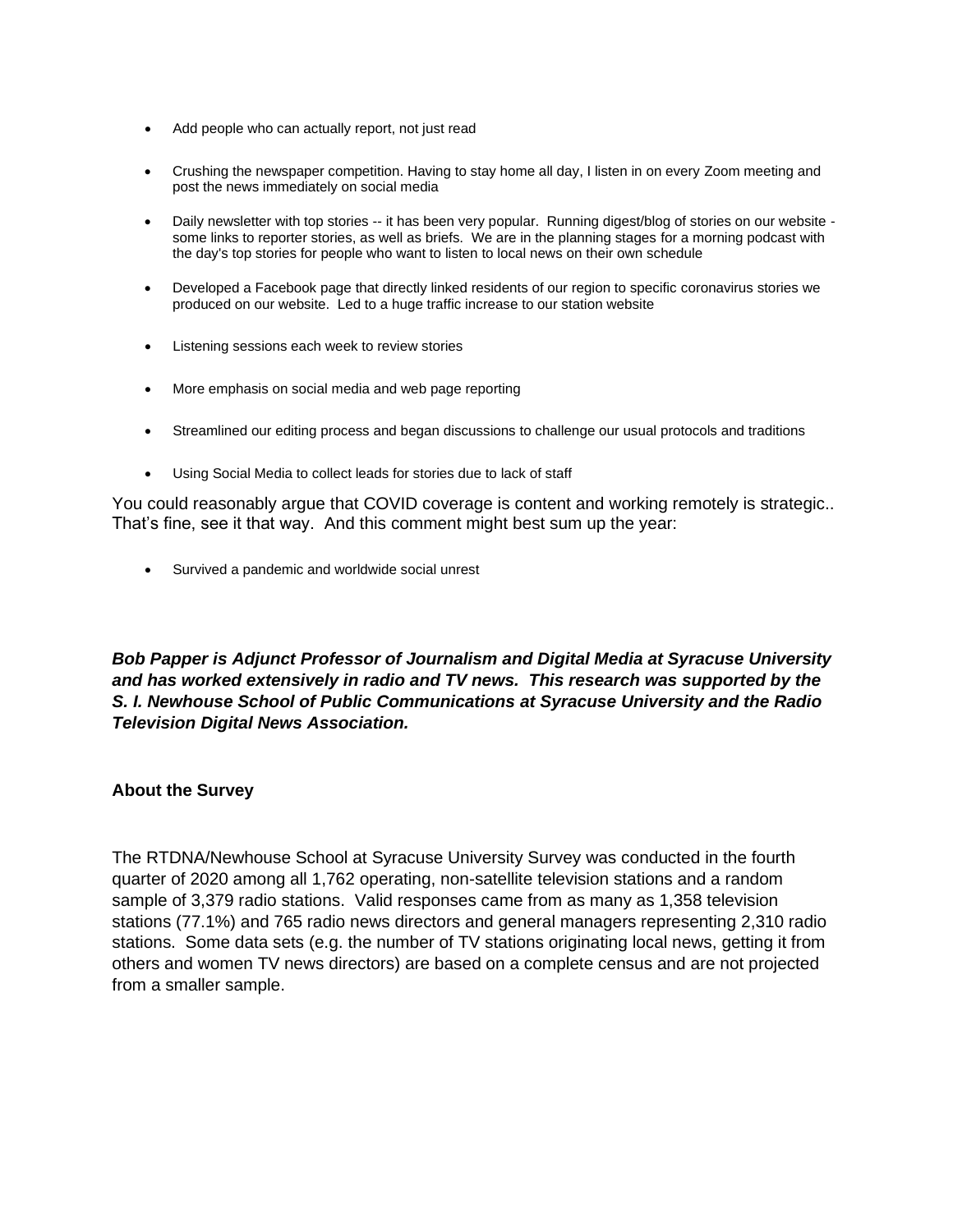- Add people who can actually report, not just read
- Crushing the newspaper competition. Having to stay home all day, I listen in on every Zoom meeting and post the news immediately on social media
- Daily newsletter with top stories -- it has been very popular. Running digest/blog of stories on our website - some links to reporter stories, as well as briefs. We are in the planning stages for a morning podcast with the day's top stories for people who want to listen to local news on their own schedule
- Developed a Facebook page that directly linked residents of our region to specific coronavirus stories we produced on our website. Led to a huge traffic increase to our station website
- Listening sessions each week to review stories
- More emphasis on social media and web page reporting
- Streamlined our editing process and began discussions to challenge our usual protocols and traditions
- Using Social Media to collect leads for stories due to lack of staff

You could reasonably argue that COVID coverage is content and working remotely is strategic.. That's fine, see it that way. And this comment might best sum up the year:

- Survived a pandemic and worldwide social unrest

***Bob Papper is Adjunct Professor of Journalism and Digital Media at Syracuse University and has worked extensively in radio and TV news. This research was supported by the S. I. Newhouse School of Public Communications at Syracuse University and the Radio Television Digital News Association.***

**About the Survey**

The RTDNA/Newhouse School at Syracuse University Survey was conducted in the fourth quarter of 2020 among all 1,762 operating, non-satellite television stations and a random sample of 3,379 radio stations. Valid responses came from as many as 1,358 television stations (77.1%) and 765 radio news directors and general managers representing 2,310 radio stations. Some data sets (e.g. the number of TV stations originating local news, getting it from others and women TV news directors) are based on a complete census and are not projected from a smaller sample.